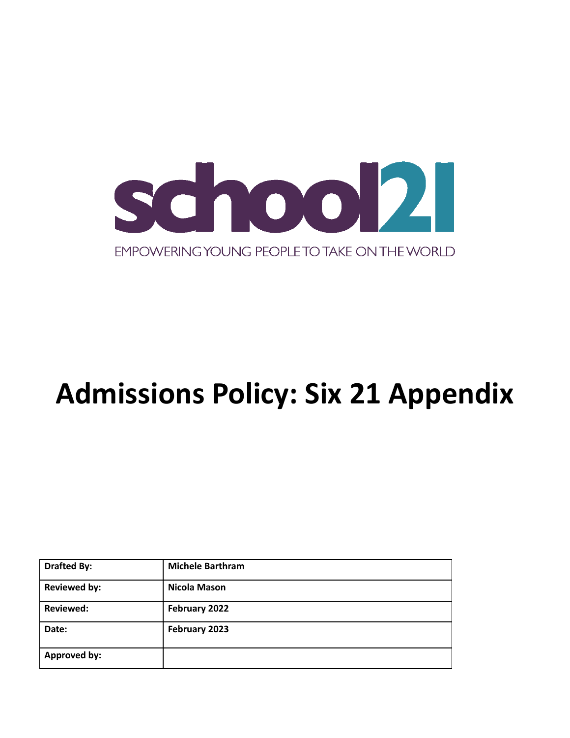school21

EMPOWERING YOUNG PEOPLE TO TAKE ON THE WORLD

# Admissions Policy: Six 21 Appendix

| Drafted By: | Michele Barthram |
|---|---|
| Reviewed by: | Nicola Mason |
| Reviewed: | February 2022 |
| Date: | February 2023 |
| Approved by: | |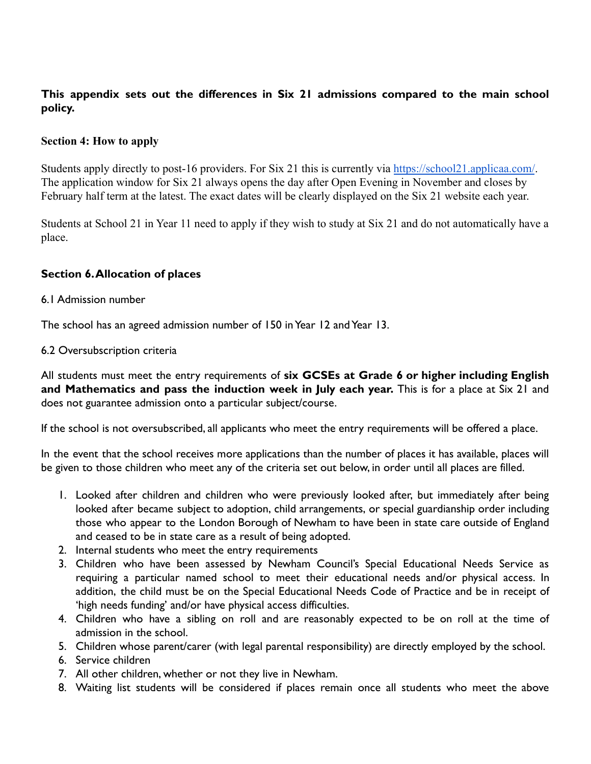**This appendix sets out the differences in Six 21 admissions compared to the main school policy.**

**Section 4: How to apply**

Students apply directly to post-16 providers. For Six 21 this is currently via [https://school21.applicaa.com/](https://school21.applicaa.com/). The application window for Six 21 always opens the day after Open Evening in November and closes by February half term at the latest. The exact dates will be clearly displayed on the Six 21 website each year.

Students at School 21 in Year 11 need to apply if they wish to study at Six 21 and do not automatically have a place.

**Section 6. Allocation of places**

6.1 Admission number

The school has an agreed admission number of 150 in Year 12 and Year 13.

6.2 Oversubscription criteria

All students must meet the entry requirements of **six GCSEs at Grade 6 or higher including English and Mathematics and pass the induction week in July each year.** This is for a place at Six 21 and does not guarantee admission onto a particular subject/course.

If the school is not oversubscribed, all applicants who meet the entry requirements will be offered a place.

In the event that the school receives more applications than the number of places it has available, places will be given to those children who meet any of the criteria set out below, in order until all places are filled.

1. Looked after children and children who were previously looked after, but immediately after being looked after became subject to adoption, child arrangements, or special guardianship order including those who appear to the London Borough of Newham to have been in state care outside of England and ceased to be in state care as a result of being adopted.
2. Internal students who meet the entry requirements
3. Children who have been assessed by Newham Council's Special Educational Needs Service as requiring a particular named school to meet their educational needs and/or physical access. In addition, the child must be on the Special Educational Needs Code of Practice and be in receipt of 'high needs funding' and/or have physical access difficulties.
4. Children who have a sibling on roll and are reasonably expected to be on roll at the time of admission in the school.
5. Children whose parent/carer (with legal parental responsibility) are directly employed by the school.
6. Service children
7. All other children, whether or not they live in Newham.
8. Waiting list students will be considered if places remain once all students who meet the above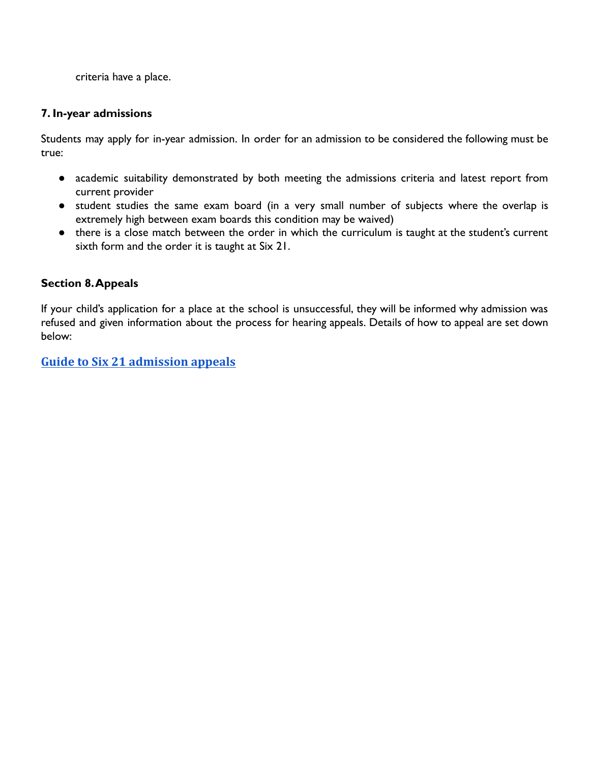criteria have a place.

## 7. In-year admissions

Students may apply for in-year admission. In order for an admission to be considered the following must be true:

- academic suitability demonstrated by both meeting the admissions criteria and latest report from current provider
- student studies the same exam board (in a very small number of subjects where the overlap is extremely high between exam boards this condition may be waived)
- there is a close match between the order in which the curriculum is taught at the student's current sixth form and the order it is taught at Six 21.

## Section 8. Appeals

If your child's application for a place at the school is unsuccessful, they will be informed why admission was refused and given information about the process for hearing appeals. Details of how to appeal are set down below:

**Guide to Six 21 admission appeals**